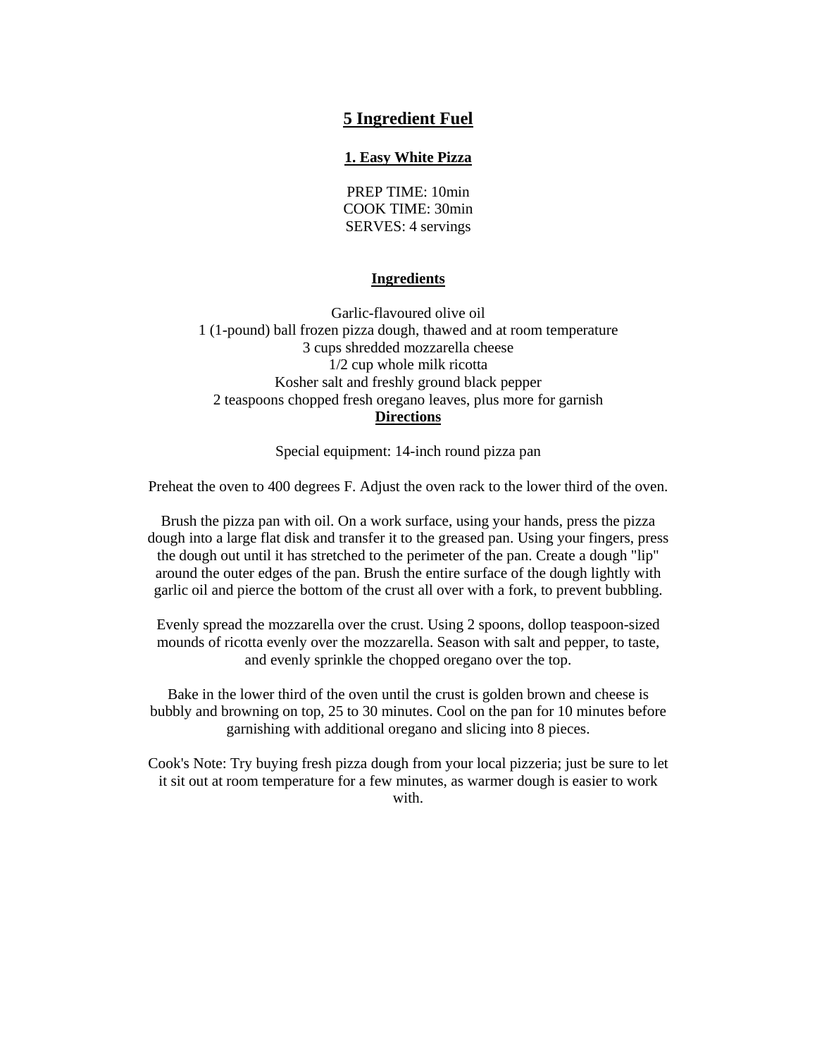# 5 Ingredient Fuel

## 1. Easy White Pizza

PREP TIME: 10min
COOK TIME: 30min
SERVES: 4 servings

### Ingredients

Garlic-flavoured olive oil
1 (1-pound) ball frozen pizza dough, thawed and at room temperature
3 cups shredded mozzarella cheese
1/2 cup whole milk ricotta
Kosher salt and freshly ground black pepper
2 teaspoons chopped fresh oregano leaves, plus more for garnish

### Directions

Special equipment: 14-inch round pizza pan

Preheat the oven to 400 degrees F. Adjust the oven rack to the lower third of the oven.

Brush the pizza pan with oil. On a work surface, using your hands, press the pizza dough into a large flat disk and transfer it to the greased pan. Using your fingers, press the dough out until it has stretched to the perimeter of the pan. Create a dough "lip" around the outer edges of the pan. Brush the entire surface of the dough lightly with garlic oil and pierce the bottom of the crust all over with a fork, to prevent bubbling.

Evenly spread the mozzarella over the crust. Using 2 spoons, dollop teaspoon-sized mounds of ricotta evenly over the mozzarella. Season with salt and pepper, to taste, and evenly sprinkle the chopped oregano over the top.

Bake in the lower third of the oven until the crust is golden brown and cheese is bubbly and browning on top, 25 to 30 minutes. Cool on the pan for 10 minutes before garnishing with additional oregano and slicing into 8 pieces.

Cook's Note: Try buying fresh pizza dough from your local pizzeria; just be sure to let it sit out at room temperature for a few minutes, as warmer dough is easier to work with.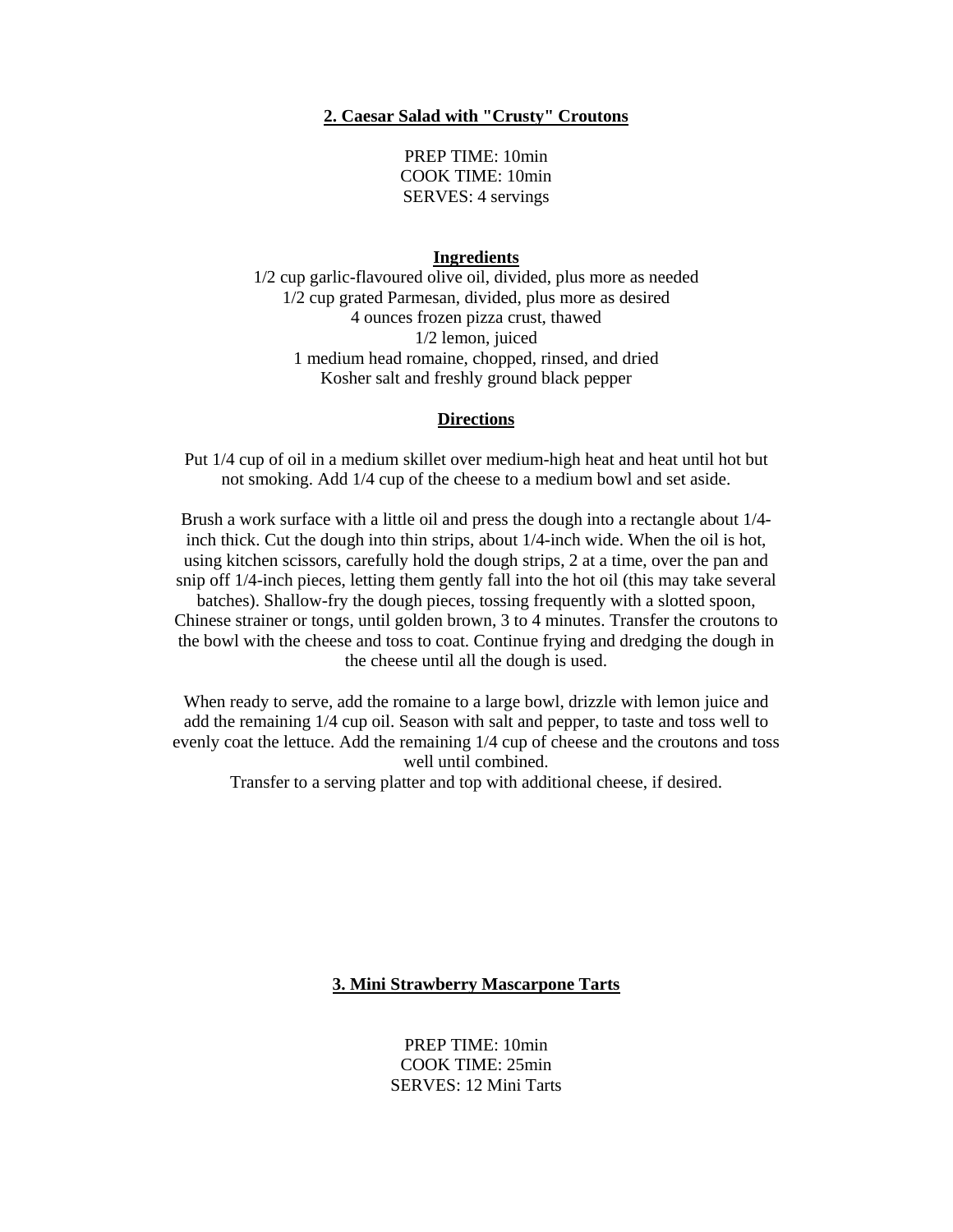## 2. Caesar Salad with "Crusty" Croutons

PREP TIME: 10min
COOK TIME: 10min
SERVES: 4 servings

### Ingredients

1/2 cup garlic-flavoured olive oil, divided, plus more as needed
1/2 cup grated Parmesan, divided, plus more as desired
4 ounces frozen pizza crust, thawed
1/2 lemon, juiced
1 medium head romaine, chopped, rinsed, and dried
Kosher salt and freshly ground black pepper

### Directions

Put 1/4 cup of oil in a medium skillet over medium-high heat and heat until hot but not smoking. Add 1/4 cup of the cheese to a medium bowl and set aside.

Brush a work surface with a little oil and press the dough into a rectangle about 1/4-inch thick. Cut the dough into thin strips, about 1/4-inch wide. When the oil is hot, using kitchen scissors, carefully hold the dough strips, 2 at a time, over the pan and snip off 1/4-inch pieces, letting them gently fall into the hot oil (this may take several batches). Shallow-fry the dough pieces, tossing frequently with a slotted spoon, Chinese strainer or tongs, until golden brown, 3 to 4 minutes. Transfer the croutons to the bowl with the cheese and toss to coat. Continue frying and dredging the dough in the cheese until all the dough is used.

When ready to serve, add the romaine to a large bowl, drizzle with lemon juice and add the remaining 1/4 cup oil. Season with salt and pepper, to taste and toss well to evenly coat the lettuce. Add the remaining 1/4 cup of cheese and the croutons and toss well until combined.
Transfer to a serving platter and top with additional cheese, if desired.

## 3. Mini Strawberry Mascarpone Tarts

PREP TIME: 10min
COOK TIME: 25min
SERVES: 12 Mini Tarts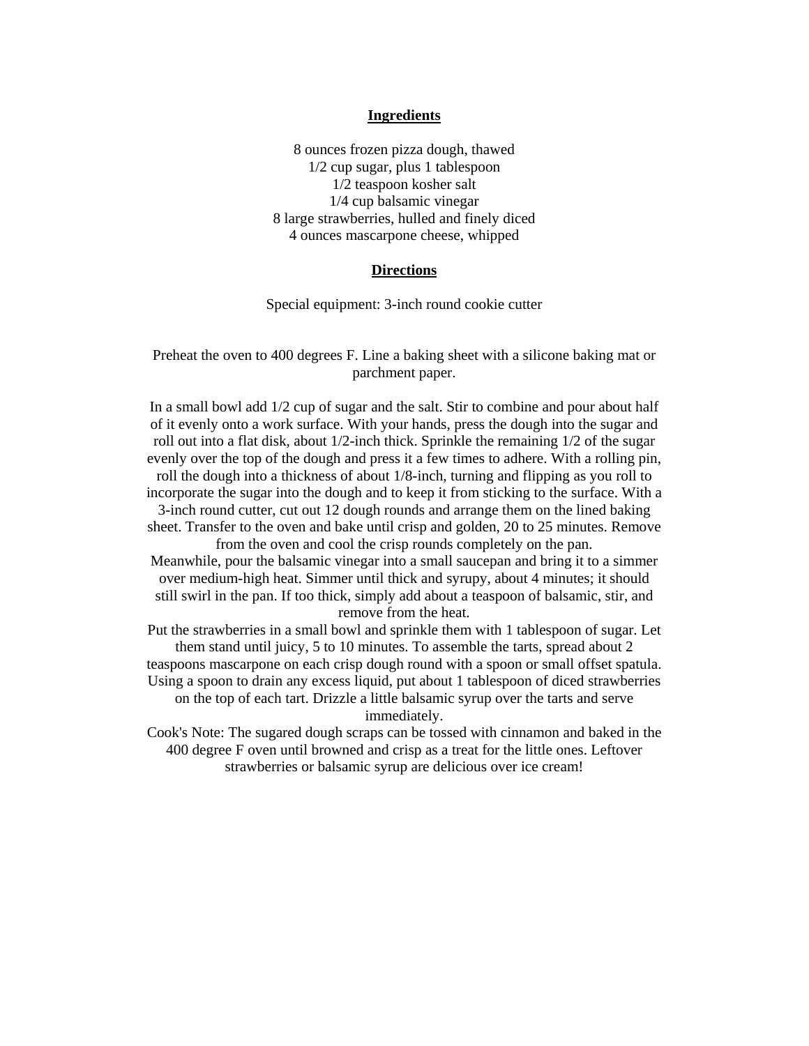## Ingredients

8 ounces frozen pizza dough, thawed
1/2 cup sugar, plus 1 tablespoon
1/2 teaspoon kosher salt
1/4 cup balsamic vinegar
8 large strawberries, hulled and finely diced
4 ounces mascarpone cheese, whipped

## Directions

Special equipment: 3-inch round cookie cutter

Preheat the oven to 400 degrees F. Line a baking sheet with a silicone baking mat or parchment paper.

In a small bowl add 1/2 cup of sugar and the salt. Stir to combine and pour about half of it evenly onto a work surface. With your hands, press the dough into the sugar and roll out into a flat disk, about 1/2-inch thick. Sprinkle the remaining 1/2 of the sugar evenly over the top of the dough and press it a few times to adhere. With a rolling pin, roll the dough into a thickness of about 1/8-inch, turning and flipping as you roll to incorporate the sugar into the dough and to keep it from sticking to the surface. With a 3-inch round cutter, cut out 12 dough rounds and arrange them on the lined baking sheet. Transfer to the oven and bake until crisp and golden, 20 to 25 minutes. Remove from the oven and cool the crisp rounds completely on the pan.

Meanwhile, pour the balsamic vinegar into a small saucepan and bring it to a simmer over medium-high heat. Simmer until thick and syrupy, about 4 minutes; it should still swirl in the pan. If too thick, simply add about a teaspoon of balsamic, stir, and remove from the heat.

Put the strawberries in a small bowl and sprinkle them with 1 tablespoon of sugar. Let them stand until juicy, 5 to 10 minutes. To assemble the tarts, spread about 2 teaspoons mascarpone on each crisp dough round with a spoon or small offset spatula. Using a spoon to drain any excess liquid, put about 1 tablespoon of diced strawberries on the top of each tart. Drizzle a little balsamic syrup over the tarts and serve immediately.

Cook's Note: The sugared dough scraps can be tossed with cinnamon and baked in the 400 degree F oven until browned and crisp as a treat for the little ones. Leftover strawberries or balsamic syrup are delicious over ice cream!